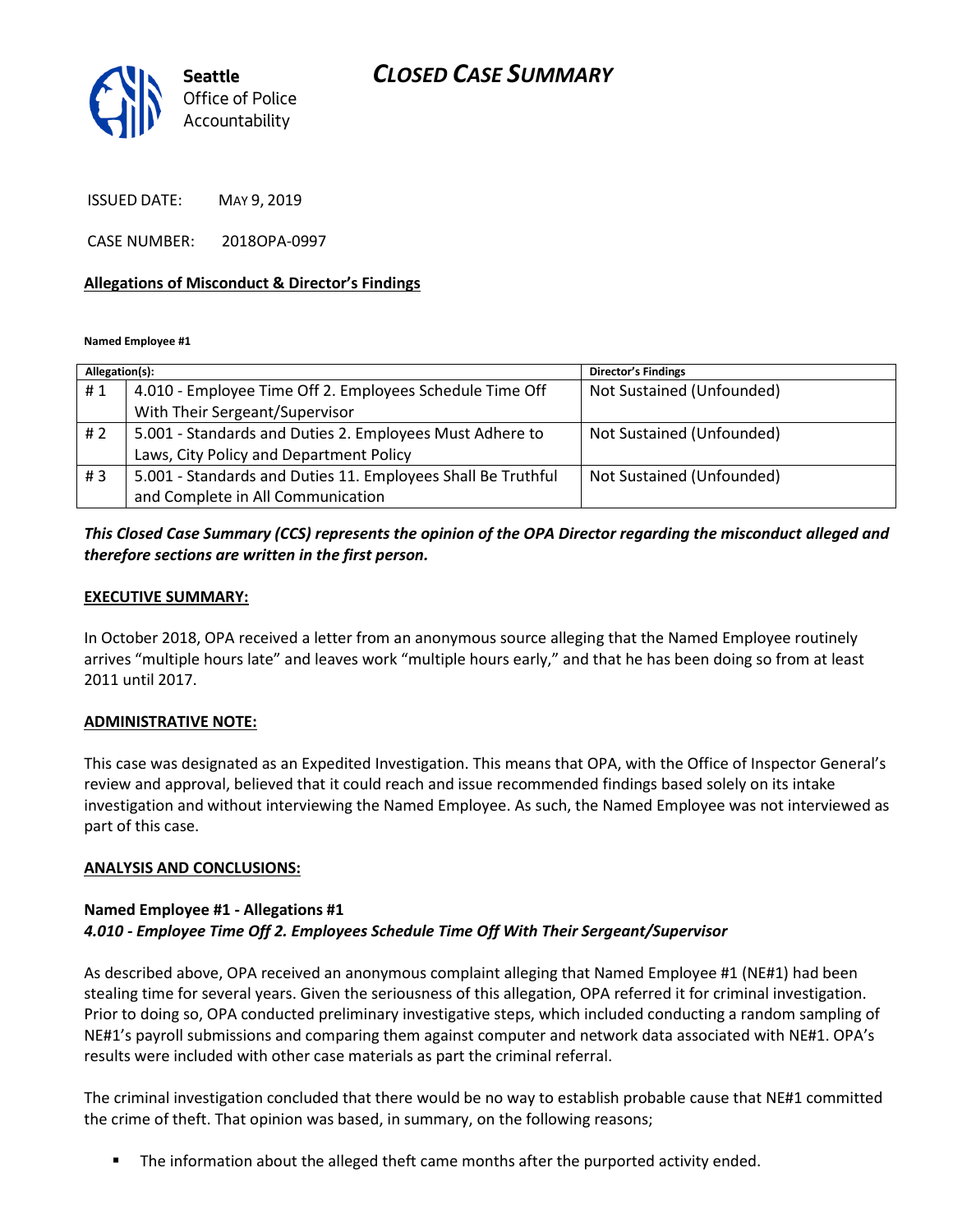Seattle Office of Police Accountability

# CLOSED CASE SUMMARY

ISSUED DATE: MAY 9, 2019

CASE NUMBER: 2018OPA-0997

## Allegations of Misconduct & Director's Findings

**Named Employee #1**

| Allegation(s): | | Director's Findings |
|---|---|---|
| # 1 | 4.010 - Employee Time Off 2. Employees Schedule Time Off With Their Sergeant/Supervisor | Not Sustained (Unfounded) |
| # 2 | 5.001 - Standards and Duties 2. Employees Must Adhere to Laws, City Policy and Department Policy | Not Sustained (Unfounded) |
| # 3 | 5.001 - Standards and Duties 11. Employees Shall Be Truthful and Complete in All Communication | Not Sustained (Unfounded) |

***This Closed Case Summary (CCS) represents the opinion of the OPA Director regarding the misconduct alleged and therefore sections are written in the first person.***

## EXECUTIVE SUMMARY:

In October 2018, OPA received a letter from an anonymous source alleging that the Named Employee routinely arrives "multiple hours late" and leaves work "multiple hours early," and that he has been doing so from at least 2011 until 2017.

## ADMINISTRATIVE NOTE:

This case was designated as an Expedited Investigation. This means that OPA, with the Office of Inspector General's review and approval, believed that it could reach and issue recommended findings based solely on its intake investigation and without interviewing the Named Employee. As such, the Named Employee was not interviewed as part of this case.

## ANALYSIS AND CONCLUSIONS:

**Named Employee #1 - Allegations #1**
***4.010 - Employee Time Off 2. Employees Schedule Time Off With Their Sergeant/Supervisor***

As described above, OPA received an anonymous complaint alleging that Named Employee #1 (NE#1) had been stealing time for several years. Given the seriousness of this allegation, OPA referred it for criminal investigation. Prior to doing so, OPA conducted preliminary investigative steps, which included conducting a random sampling of NE#1's payroll submissions and comparing them against computer and network data associated with NE#1. OPA's results were included with other case materials as part the criminal referral.

The criminal investigation concluded that there would be no way to establish probable cause that NE#1 committed the crime of theft. That opinion was based, in summary, on the following reasons;

- The information about the alleged theft came months after the purported activity ended.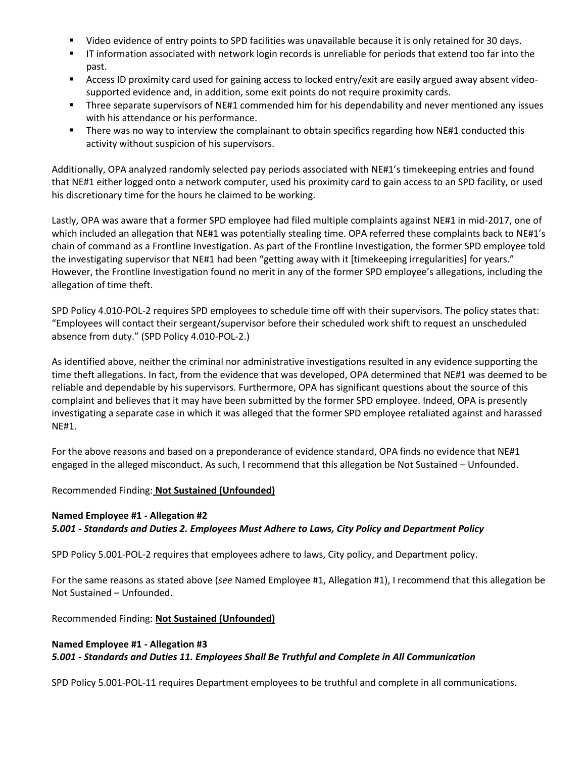- Video evidence of entry points to SPD facilities was unavailable because it is only retained for 30 days.
- IT information associated with network login records is unreliable for periods that extend too far into the past.
- Access ID proximity card used for gaining access to locked entry/exit are easily argued away absent video-supported evidence and, in addition, some exit points do not require proximity cards.
- Three separate supervisors of NE#1 commended him for his dependability and never mentioned any issues with his attendance or his performance.
- There was no way to interview the complainant to obtain specifics regarding how NE#1 conducted this activity without suspicion of his supervisors.

Additionally, OPA analyzed randomly selected pay periods associated with NE#1's timekeeping entries and found that NE#1 either logged onto a network computer, used his proximity card to gain access to an SPD facility, or used his discretionary time for the hours he claimed to be working.

Lastly, OPA was aware that a former SPD employee had filed multiple complaints against NE#1 in mid-2017, one of which included an allegation that NE#1 was potentially stealing time. OPA referred these complaints back to NE#1's chain of command as a Frontline Investigation. As part of the Frontline Investigation, the former SPD employee told the investigating supervisor that NE#1 had been "getting away with it [timekeeping irregularities] for years." However, the Frontline Investigation found no merit in any of the former SPD employee's allegations, including the allegation of time theft.

SPD Policy 4.010-POL-2 requires SPD employees to schedule time off with their supervisors. The policy states that: "Employees will contact their sergeant/supervisor before their scheduled work shift to request an unscheduled absence from duty." (SPD Policy 4.010-POL-2.)

As identified above, neither the criminal nor administrative investigations resulted in any evidence supporting the time theft allegations. In fact, from the evidence that was developed, OPA determined that NE#1 was deemed to be reliable and dependable by his supervisors. Furthermore, OPA has significant questions about the source of this complaint and believes that it may have been submitted by the former SPD employee. Indeed, OPA is presently investigating a separate case in which it was alleged that the former SPD employee retaliated against and harassed NE#1.

For the above reasons and based on a preponderance of evidence standard, OPA finds no evidence that NE#1 engaged in the alleged misconduct. As such, I recommend that this allegation be Not Sustained – Unfounded.

Recommended Finding: **Not Sustained (Unfounded)**

**Named Employee #1 - Allegation #2**
***5.001 - Standards and Duties 2. Employees Must Adhere to Laws, City Policy and Department Policy***

SPD Policy 5.001-POL-2 requires that employees adhere to laws, City policy, and Department policy.

For the same reasons as stated above (*see* Named Employee #1, Allegation #1), I recommend that this allegation be Not Sustained – Unfounded.

Recommended Finding: **Not Sustained (Unfounded)**

**Named Employee #1 - Allegation #3**
***5.001 - Standards and Duties 11. Employees Shall Be Truthful and Complete in All Communication***

SPD Policy 5.001-POL-11 requires Department employees to be truthful and complete in all communications.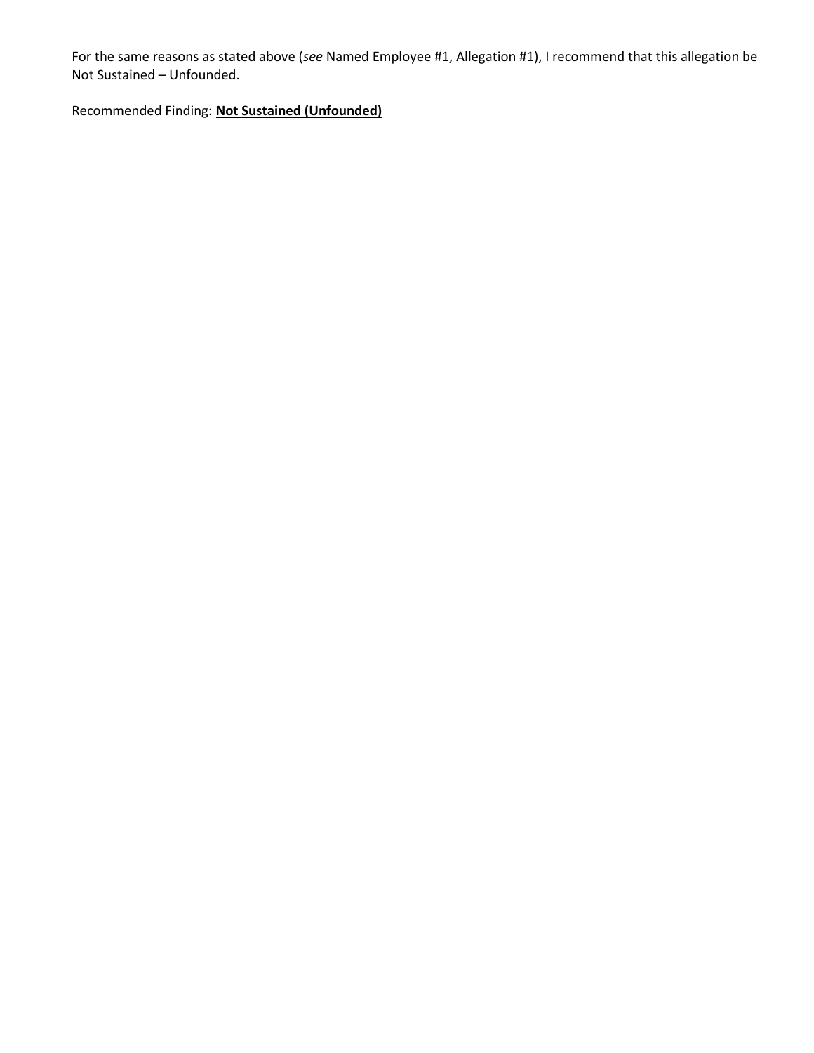For the same reasons as stated above (*see* Named Employee #1, Allegation #1), I recommend that this allegation be Not Sustained – Unfounded.

Recommended Finding: **<u>Not Sustained (Unfounded)</u>**